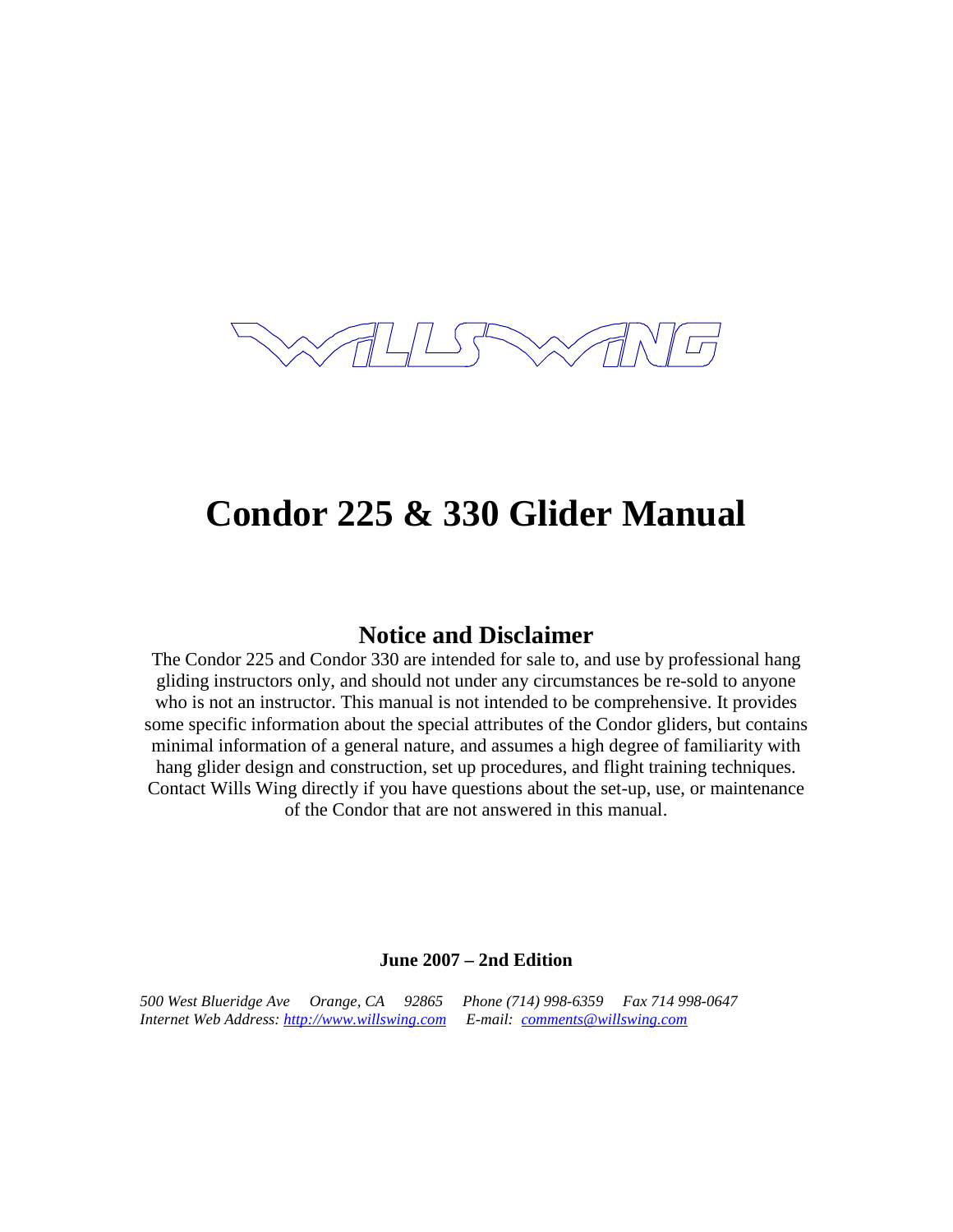WILLS WING

# Condor 225 & 330 Glider Manual

## Notice and Disclaimer

The Condor 225 and Condor 330 are intended for sale to, and use by professional hang gliding instructors only, and should not under any circumstances be re-sold to anyone who is not an instructor. This manual is not intended to be comprehensive. It provides some specific information about the special attributes of the Condor gliders, but contains minimal information of a general nature, and assumes a high degree of familiarity with hang glider design and construction, set up procedures, and flight training techniques. Contact Wills Wing directly if you have questions about the set-up, use, or maintenance of the Condor that are not answered in this manual.

**June 2007 – 2nd Edition**

*500 West Blueridge Ave Orange, CA 92865 Phone (714) 998-6359 Fax 714 998-0647*
*Internet Web Address: [http://www.willswing.com](http://www.willswing.com) E-mail: [comments@willswing.com](mailto:comments@willswing.com)*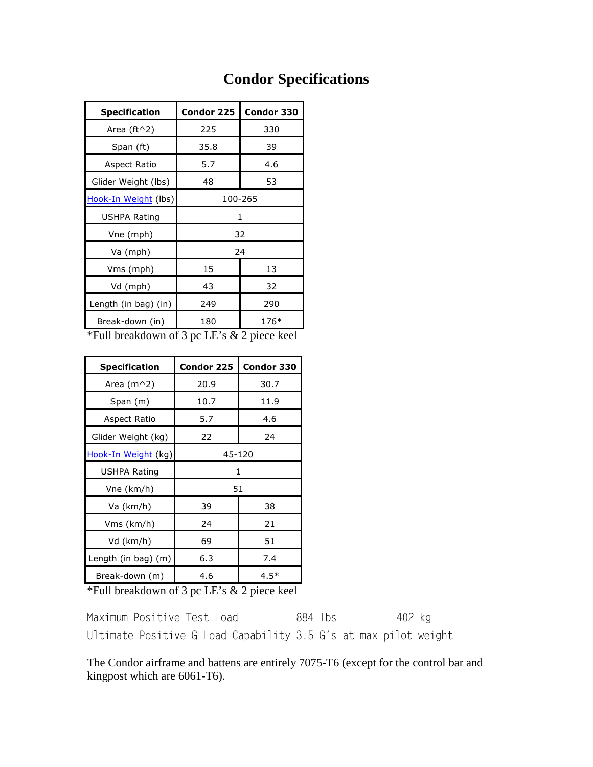# Condor Specifications

| Specification | Condor 225 | Condor 330 |
|---|---|---|
| Area (ft^2) | 225 | 330 |
| Span (ft) | 35.8 | 39 |
| Aspect Ratio | 5.7 | 4.6 |
| Glider Weight (lbs) | 48 | 53 |
| Hook-In Weight (lbs) | 100-265 | |
| USHPA Rating | 1 | |
| Vne (mph) | 32 | |
| Va (mph) | 24 | |
| Vms (mph) | 15 | 13 |
| Vd (mph) | 43 | 32 |
| Length (in bag) (in) | 249 | 290 |
| Break-down (in) | 180 | 176* |

*Full breakdown of 3 pc LE's & 2 piece keel

| Specification | Condor 225 | Condor 330 |
|---|---|---|
| Area (m^2) | 20.9 | 30.7 |
| Span (m) | 10.7 | 11.9 |
| Aspect Ratio | 5.7 | 4.6 |
| Glider Weight (kg) | 22 | 24 |
| Hook-In Weight (kg) | 45-120 | |
| USHPA Rating | 1 | |
| Vne (km/h) | 51 | |
| Va (km/h) | 39 | 38 |
| Vms (km/h) | 24 | 21 |
| Vd (km/h) | 69 | 51 |
| Length (in bag) (m) | 6.3 | 7.4 |
| Break-down (m) | 4.6 | 4.5* |

*Full breakdown of 3 pc LE's & 2 piece keel

```
Maximum Positive Test Load          884 lbs          402 kg
Ultimate Positive G Load Capability 3.5 G's at max pilot weight
```

The Condor airframe and battens are entirely 7075-T6 (except for the control bar and kingpost which are 6061-T6).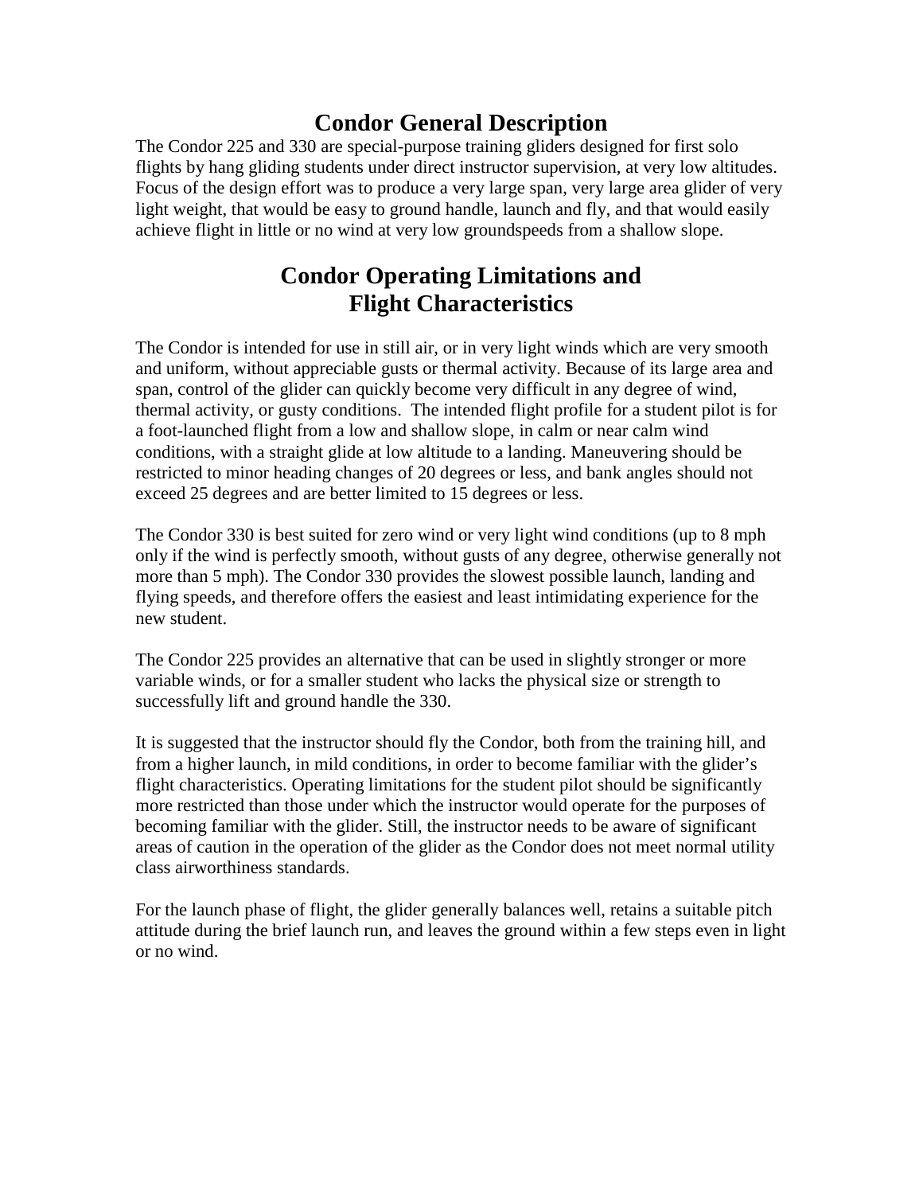# Condor General Description

The Condor 225 and 330 are special-purpose training gliders designed for first solo flights by hang gliding students under direct instructor supervision, at very low altitudes. Focus of the design effort was to produce a very large span, very large area glider of very light weight, that would be easy to ground handle, launch and fly, and that would easily achieve flight in little or no wind at very low groundspeeds from a shallow slope.

# Condor Operating Limitations and Flight Characteristics

The Condor is intended for use in still air, or in very light winds which are very smooth and uniform, without appreciable gusts or thermal activity. Because of its large area and span, control of the glider can quickly become very difficult in any degree of wind, thermal activity, or gusty conditions. The intended flight profile for a student pilot is for a foot-launched flight from a low and shallow slope, in calm or near calm wind conditions, with a straight glide at low altitude to a landing. Maneuvering should be restricted to minor heading changes of 20 degrees or less, and bank angles should not exceed 25 degrees and are better limited to 15 degrees or less.

The Condor 330 is best suited for zero wind or very light wind conditions (up to 8 mph only if the wind is perfectly smooth, without gusts of any degree, otherwise generally not more than 5 mph). The Condor 330 provides the slowest possible launch, landing and flying speeds, and therefore offers the easiest and least intimidating experience for the new student.

The Condor 225 provides an alternative that can be used in slightly stronger or more variable winds, or for a smaller student who lacks the physical size or strength to successfully lift and ground handle the 330.

It is suggested that the instructor should fly the Condor, both from the training hill, and from a higher launch, in mild conditions, in order to become familiar with the glider's flight characteristics. Operating limitations for the student pilot should be significantly more restricted than those under which the instructor would operate for the purposes of becoming familiar with the glider. Still, the instructor needs to be aware of significant areas of caution in the operation of the glider as the Condor does not meet normal utility class airworthiness standards.

For the launch phase of flight, the glider generally balances well, retains a suitable pitch attitude during the brief launch run, and leaves the ground within a few steps even in light or no wind.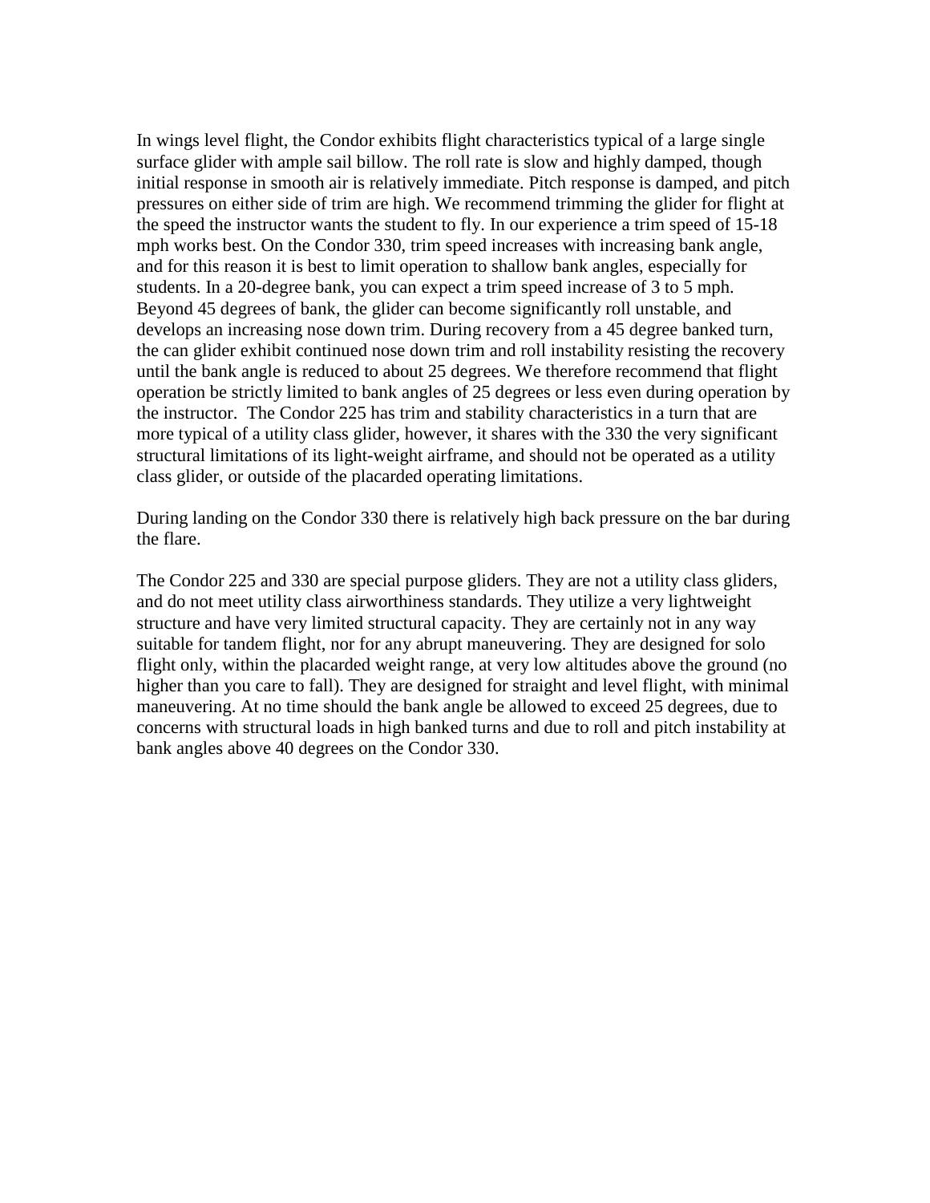In wings level flight, the Condor exhibits flight characteristics typical of a large single surface glider with ample sail billow. The roll rate is slow and highly damped, though initial response in smooth air is relatively immediate. Pitch response is damped, and pitch pressures on either side of trim are high. We recommend trimming the glider for flight at the speed the instructor wants the student to fly. In our experience a trim speed of 15-18 mph works best. On the Condor 330, trim speed increases with increasing bank angle, and for this reason it is best to limit operation to shallow bank angles, especially for students. In a 20-degree bank, you can expect a trim speed increase of 3 to 5 mph. Beyond 45 degrees of bank, the glider can become significantly roll unstable, and develops an increasing nose down trim. During recovery from a 45 degree banked turn, the can glider exhibit continued nose down trim and roll instability resisting the recovery until the bank angle is reduced to about 25 degrees. We therefore recommend that flight operation be strictly limited to bank angles of 25 degrees or less even during operation by the instructor. The Condor 225 has trim and stability characteristics in a turn that are more typical of a utility class glider, however, it shares with the 330 the very significant structural limitations of its light-weight airframe, and should not be operated as a utility class glider, or outside of the placarded operating limitations.

During landing on the Condor 330 there is relatively high back pressure on the bar during the flare.

The Condor 225 and 330 are special purpose gliders. They are not a utility class gliders, and do not meet utility class airworthiness standards. They utilize a very lightweight structure and have very limited structural capacity. They are certainly not in any way suitable for tandem flight, nor for any abrupt maneuvering. They are designed for solo flight only, within the placarded weight range, at very low altitudes above the ground (no higher than you care to fall). They are designed for straight and level flight, with minimal maneuvering. At no time should the bank angle be allowed to exceed 25 degrees, due to concerns with structural loads in high banked turns and due to roll and pitch instability at bank angles above 40 degrees on the Condor 330.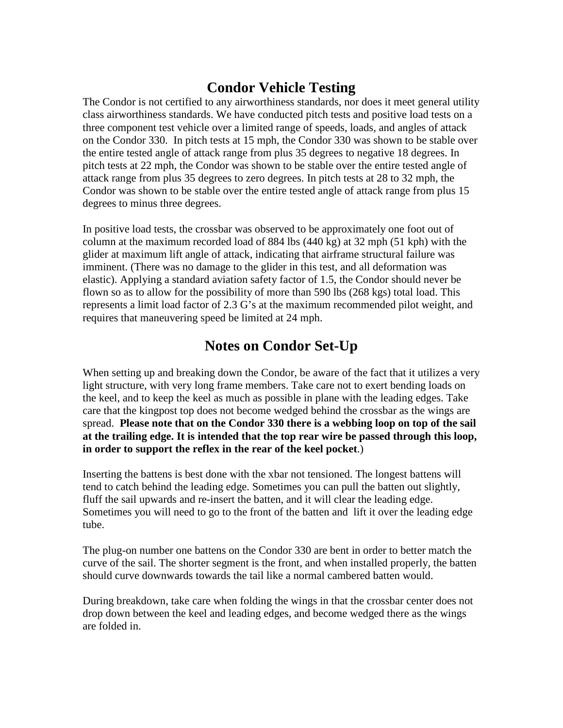# Condor Vehicle Testing

The Condor is not certified to any airworthiness standards, nor does it meet general utility class airworthiness standards. We have conducted pitch tests and positive load tests on a three component test vehicle over a limited range of speeds, loads, and angles of attack on the Condor 330. In pitch tests at 15 mph, the Condor 330 was shown to be stable over the entire tested angle of attack range from plus 35 degrees to negative 18 degrees. In pitch tests at 22 mph, the Condor was shown to be stable over the entire tested angle of attack range from plus 35 degrees to zero degrees. In pitch tests at 28 to 32 mph, the Condor was shown to be stable over the entire tested angle of attack range from plus 15 degrees to minus three degrees.

In positive load tests, the crossbar was observed to be approximately one foot out of column at the maximum recorded load of 884 lbs (440 kg) at 32 mph (51 kph) with the glider at maximum lift angle of attack, indicating that airframe structural failure was imminent. (There was no damage to the glider in this test, and all deformation was elastic). Applying a standard aviation safety factor of 1.5, the Condor should never be flown so as to allow for the possibility of more than 590 lbs (268 kgs) total load. This represents a limit load factor of 2.3 G's at the maximum recommended pilot weight, and requires that maneuvering speed be limited at 24 mph.

# Notes on Condor Set-Up

When setting up and breaking down the Condor, be aware of the fact that it utilizes a very light structure, with very long frame members. Take care not to exert bending loads on the keel, and to keep the keel as much as possible in plane with the leading edges. Take care that the kingpost top does not become wedged behind the crossbar as the wings are spread. **Please note that on the Condor 330 there is a webbing loop on top of the sail at the trailing edge. It is intended that the top rear wire be passed through this loop, in order to support the reflex in the rear of the keel pocket**.)

Inserting the battens is best done with the xbar not tensioned. The longest battens will tend to catch behind the leading edge. Sometimes you can pull the batten out slightly, fluff the sail upwards and re-insert the batten, and it will clear the leading edge. Sometimes you will need to go to the front of the batten and lift it over the leading edge tube.

The plug-on number one battens on the Condor 330 are bent in order to better match the curve of the sail. The shorter segment is the front, and when installed properly, the batten should curve downwards towards the tail like a normal cambered batten would.

During breakdown, take care when folding the wings in that the crossbar center does not drop down between the keel and leading edges, and become wedged there as the wings are folded in.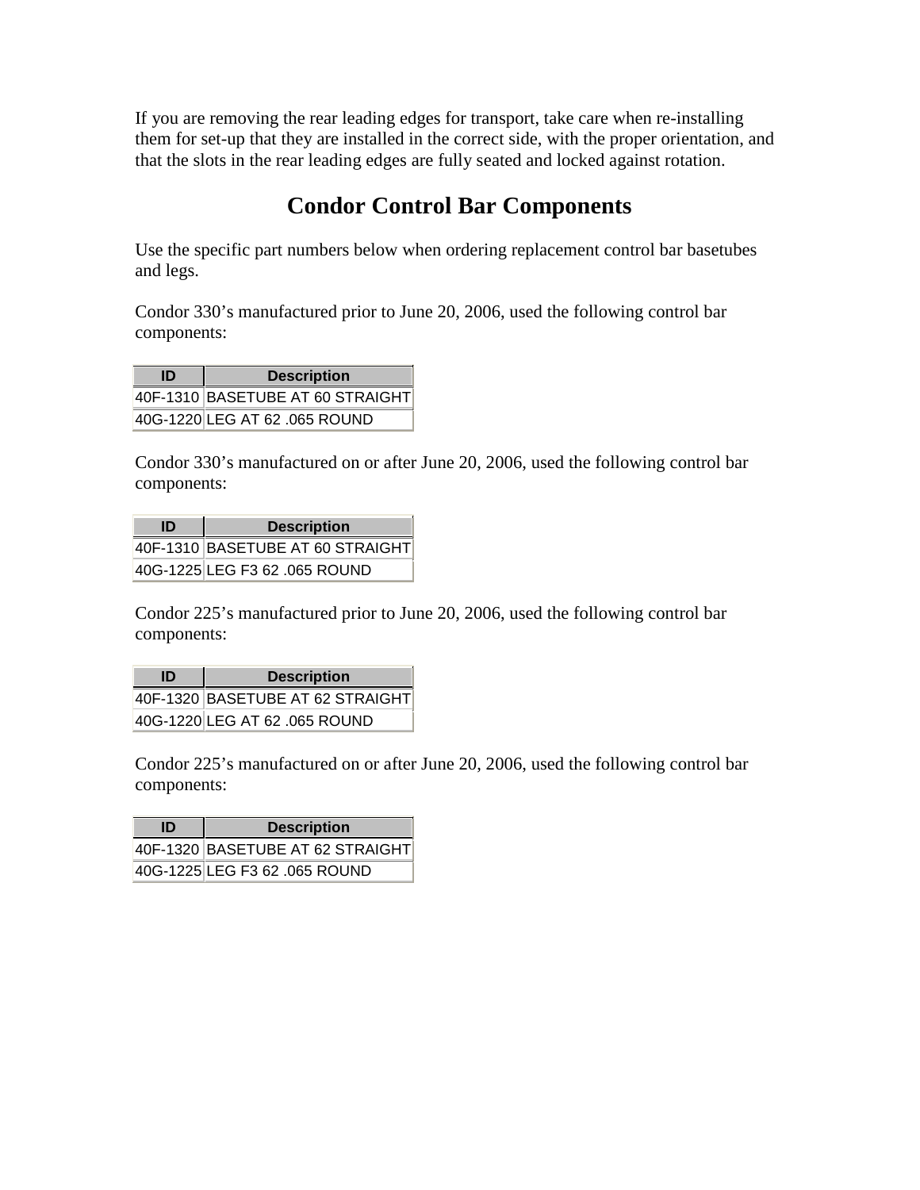If you are removing the rear leading edges for transport, take care when re-installing them for set-up that they are installed in the correct side, with the proper orientation, and that the slots in the rear leading edges are fully seated and locked against rotation.

## Condor Control Bar Components

Use the specific part numbers below when ordering replacement control bar basetubes and legs.

Condor 330's manufactured prior to June 20, 2006, used the following control bar components:

| ID | Description |
| --- | --- |
| 40F-1310 | BASETUBE AT 60 STRAIGHT |
| 40G-1220 | LEG AT 62 .065 ROUND |

Condor 330's manufactured on or after June 20, 2006, used the following control bar components:

| ID | Description |
| --- | --- |
| 40F-1310 | BASETUBE AT 60 STRAIGHT |
| 40G-1225 | LEG F3 62 .065 ROUND |

Condor 225's manufactured prior to June 20, 2006, used the following control bar components:

| ID | Description |
| --- | --- |
| 40F-1320 | BASETUBE AT 62 STRAIGHT |
| 40G-1220 | LEG AT 62 .065 ROUND |

Condor 225's manufactured on or after June 20, 2006, used the following control bar components:

| ID | Description |
| --- | --- |
| 40F-1320 | BASETUBE AT 62 STRAIGHT |
| 40G-1225 | LEG F3 62 .065 ROUND |